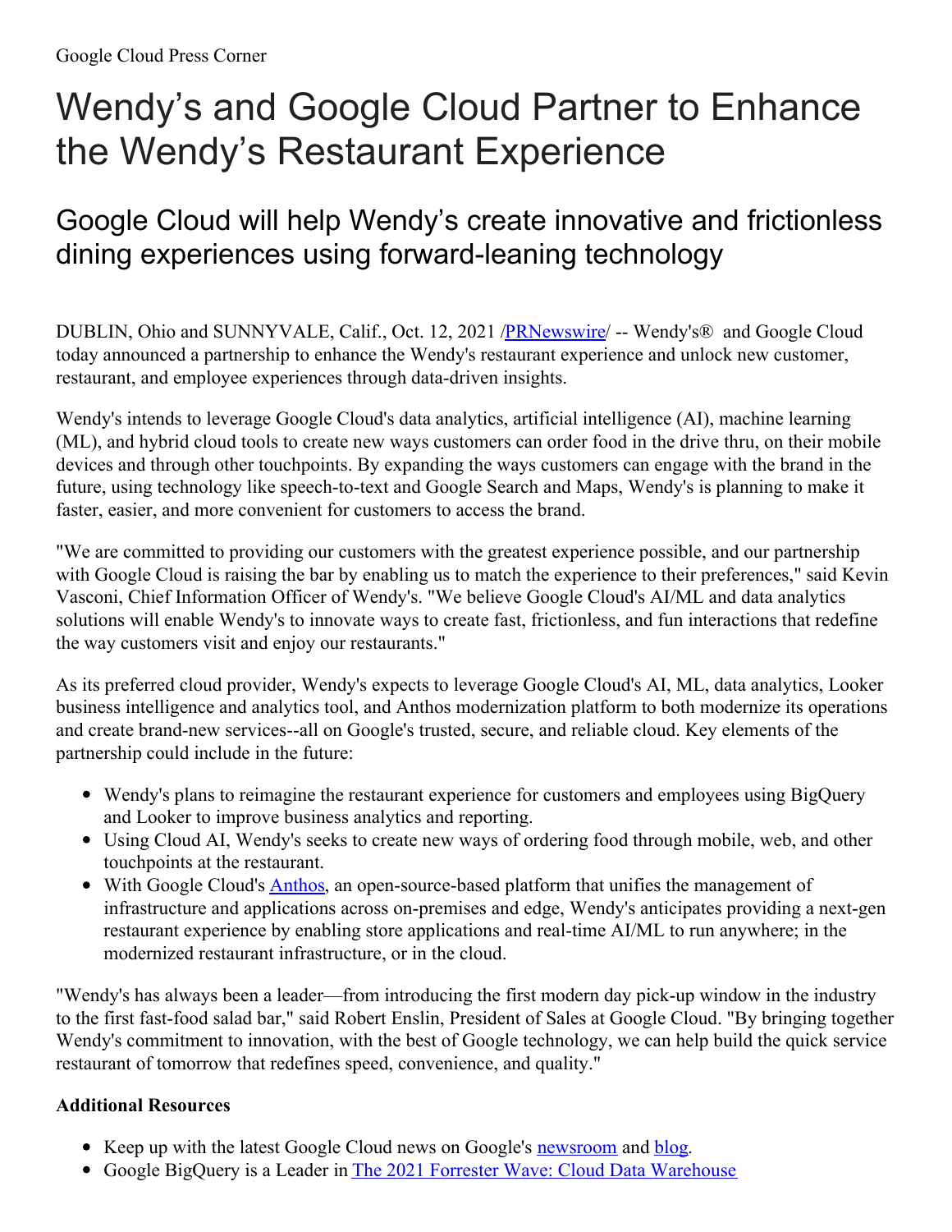Google Cloud Press Corner

# Wendy's and Google Cloud Partner to Enhance the Wendy's Restaurant Experience

## Google Cloud will help Wendy's create innovative and frictionless dining experiences using forward-leaning technology

DUBLIN, Ohio and SUNNYVALE, Calif., Oct. 12, 2021 /[PRNewswire](#)/ -- Wendy's® and Google Cloud today announced a partnership to enhance the Wendy's restaurant experience and unlock new customer, restaurant, and employee experiences through data-driven insights.

Wendy's intends to leverage Google Cloud's data analytics, artificial intelligence (AI), machine learning (ML), and hybrid cloud tools to create new ways customers can order food in the drive thru, on their mobile devices and through other touchpoints. By expanding the ways customers can engage with the brand in the future, using technology like speech-to-text and Google Search and Maps, Wendy's is planning to make it faster, easier, and more convenient for customers to access the brand.

"We are committed to providing our customers with the greatest experience possible, and our partnership with Google Cloud is raising the bar by enabling us to match the experience to their preferences," said Kevin Vasconi, Chief Information Officer of Wendy's. "We believe Google Cloud's AI/ML and data analytics solutions will enable Wendy's to innovate ways to create fast, frictionless, and fun interactions that redefine the way customers visit and enjoy our restaurants."

As its preferred cloud provider, Wendy's expects to leverage Google Cloud's AI, ML, data analytics, Looker business intelligence and analytics tool, and Anthos modernization platform to both modernize its operations and create brand-new services--all on Google's trusted, secure, and reliable cloud. Key elements of the partnership could include in the future:

- Wendy's plans to reimagine the restaurant experience for customers and employees using BigQuery and Looker to improve business analytics and reporting.
- Using Cloud AI, Wendy's seeks to create new ways of ordering food through mobile, web, and other touchpoints at the restaurant.
- With Google Cloud's [Anthos](#), an open-source-based platform that unifies the management of infrastructure and applications across on-premises and edge, Wendy's anticipates providing a next-gen restaurant experience by enabling store applications and real-time AI/ML to run anywhere; in the modernized restaurant infrastructure, or in the cloud.

"Wendy's has always been a leader—from introducing the first modern day pick-up window in the industry to the first fast-food salad bar," said Robert Enslin, President of Sales at Google Cloud. "By bringing together Wendy's commitment to innovation, with the best of Google technology, we can help build the quick service restaurant of tomorrow that redefines speed, convenience, and quality."

**Additional Resources**

- Keep up with the latest Google Cloud news on Google's [newsroom](#) and [blog](#).
- Google BigQuery is a Leader in [The 2021 Forrester Wave: Cloud Data Warehouse](#)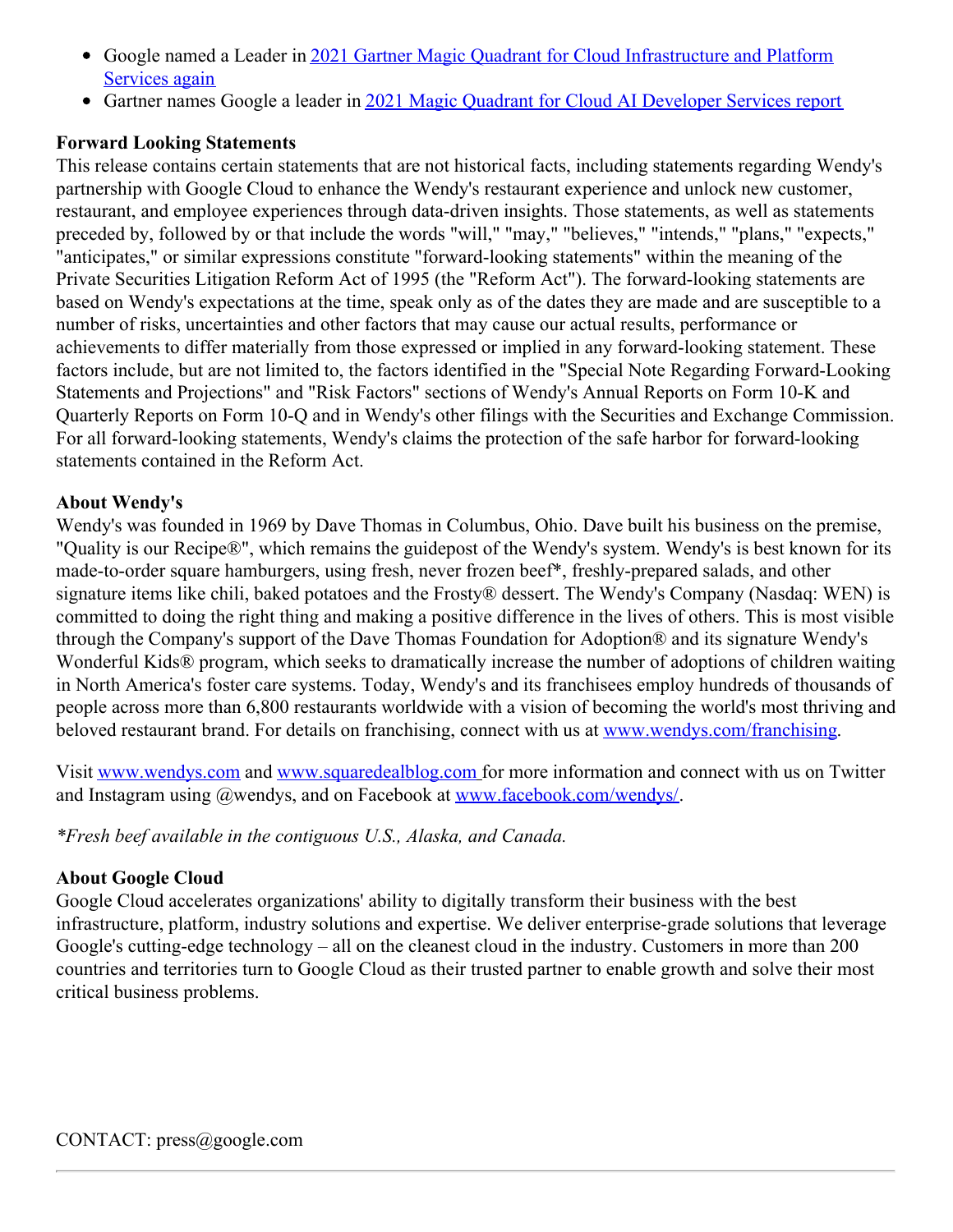- Google named a Leader in [2021 Gartner Magic Quadrant for Cloud Infrastructure and Platform Services again](#)
- Gartner names Google a leader in [2021 Magic Quadrant for Cloud AI Developer Services report](#)

**Forward Looking Statements**

This release contains certain statements that are not historical facts, including statements regarding Wendy's partnership with Google Cloud to enhance the Wendy's restaurant experience and unlock new customer, restaurant, and employee experiences through data-driven insights. Those statements, as well as statements preceded by, followed by or that include the words "will," "may," "believes," "intends," "plans," "expects," "anticipates," or similar expressions constitute "forward-looking statements" within the meaning of the Private Securities Litigation Reform Act of 1995 (the "Reform Act"). The forward-looking statements are based on Wendy's expectations at the time, speak only as of the dates they are made and are susceptible to a number of risks, uncertainties and other factors that may cause our actual results, performance or achievements to differ materially from those expressed or implied in any forward-looking statement. These factors include, but are not limited to, the factors identified in the "Special Note Regarding Forward-Looking Statements and Projections" and "Risk Factors" sections of Wendy's Annual Reports on Form 10-K and Quarterly Reports on Form 10-Q and in Wendy's other filings with the Securities and Exchange Commission. For all forward-looking statements, Wendy's claims the protection of the safe harbor for forward-looking statements contained in the Reform Act.

**About Wendy's**

Wendy's was founded in 1969 by Dave Thomas in Columbus, Ohio. Dave built his business on the premise, "Quality is our Recipe®", which remains the guidepost of the Wendy's system. Wendy's is best known for its made-to-order square hamburgers, using fresh, never frozen beef*, freshly-prepared salads, and other signature items like chili, baked potatoes and the Frosty® dessert. The Wendy's Company (Nasdaq: WEN) is committed to doing the right thing and making a positive difference in the lives of others. This is most visible through the Company's support of the Dave Thomas Foundation for Adoption® and its signature Wendy's Wonderful Kids® program, which seeks to dramatically increase the number of adoptions of children waiting in North America's foster care systems. Today, Wendy's and its franchisees employ hundreds of thousands of people across more than 6,800 restaurants worldwide with a vision of becoming the world's most thriving and beloved restaurant brand. For details on franchising, connect with us at [www.wendys.com/franchising](http://www.wendys.com/franchising).

Visit [www.wendys.com](http://www.wendys.com) and [www.squaredealblog.com](http://www.squaredealblog.com) for more information and connect with us on Twitter and Instagram using @wendys, and on Facebook at [www.facebook.com/wendys/](http://www.facebook.com/wendys/).

*\*Fresh beef available in the contiguous U.S., Alaska, and Canada.*

**About Google Cloud**

Google Cloud accelerates organizations' ability to digitally transform their business with the best infrastructure, platform, industry solutions and expertise. We deliver enterprise-grade solutions that leverage Google's cutting-edge technology – all on the cleanest cloud in the industry. Customers in more than 200 countries and territories turn to Google Cloud as their trusted partner to enable growth and solve their most critical business problems.

CONTACT: press@google.com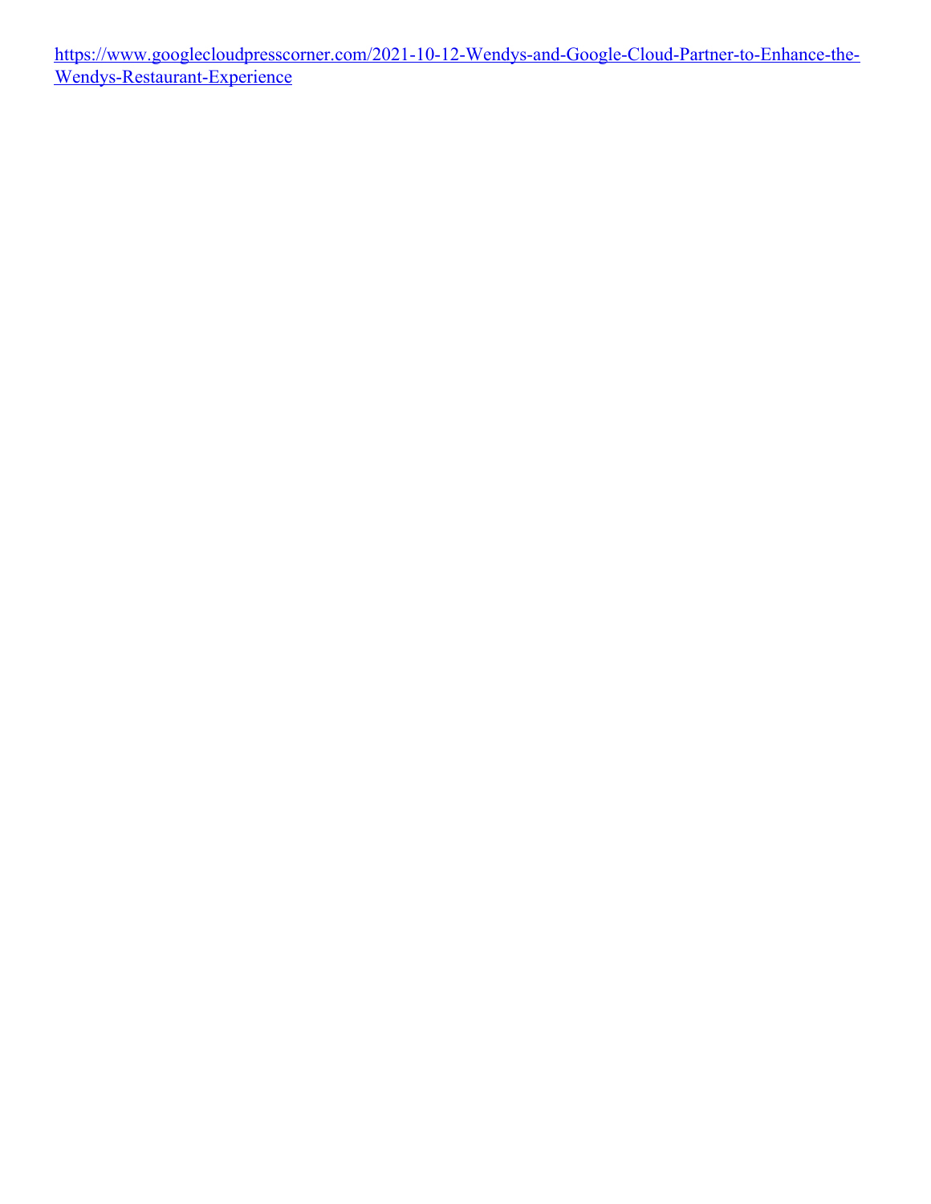https://www.googlecloudpresscorner.com/2021-10-12-Wendys-and-Google-Cloud-Partner-to-Enhance-the-Wendys-Restaurant-Experience